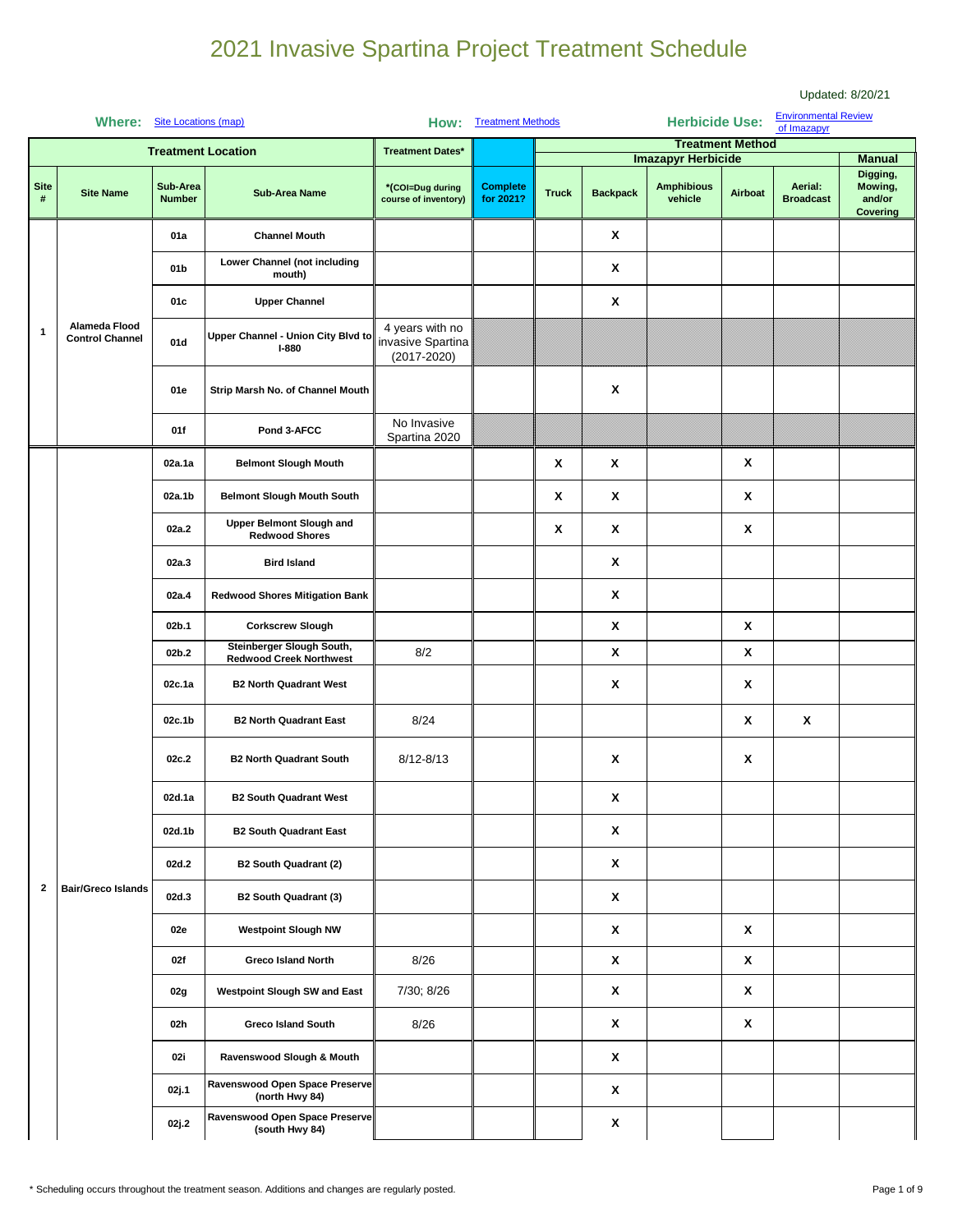# 2021 Invasive Spartina Project Treatment Schedule

Updated: 8/20/21

**Where:** Site Locations (map) **How:** Treatment Methods **Herbicide Use:** Environmental Review of Imazapyr

| Treatment Location | | | | Treatment Dates* | | Treatment Method | | | | | |
|---|---|---|---|---|---|---|---|---|---|---|---|
| | | | | | | Imazapyr Herbicide | | | | | Manual |
| Site # | Site Name | Sub-Area Number | Sub-Area Name | *(COI=Dug during course of inventory) | Complete for 2021? | Truck | Backpack | Amphibious vehicle | Airboat | Aerial: Broadcast | Digging, Mowing, and/or Covering |
| 1 | Alameda Flood Control Channel | 01a | Channel Mouth | | | | X | | | | |
| | | 01b | Lower Channel (not including mouth) | | | | X | | | | |
| | | 01c | Upper Channel | | | | X | | | | |
| | | 01d | Upper Channel - Union City Blvd to I-880 | 4 years with no invasive Spartina (2017-2020) | | | | | | | |
| | | 01e | Strip Marsh No. of Channel Mouth | | | | X | | | | |
| | | 01f | Pond 3-AFCC | No Invasive Spartina 2020 | | | | | | | |
| 2 | Bair/Greco Islands | 02a.1a | Belmont Slough Mouth | | | X | X | | X | | |
| | | 02a.1b | Belmont Slough Mouth South | | | X | X | | X | | |
| | | 02a.2 | Upper Belmont Slough and Redwood Shores | | | X | X | | X | | |
| | | 02a.3 | Bird Island | | | | X | | | | |
| | | 02a.4 | Redwood Shores Mitigation Bank | | | | X | | | | |
| | | 02b.1 | Corkscrew Slough | | | | X | | X | | |
| | | 02b.2 | Steinberger Slough South, Redwood Creek Northwest | 8/2 | | | X | | X | | |
| | | 02c.1a | B2 North Quadrant West | | | | X | | X | | |
| | | 02c.1b | B2 North Quadrant East | 8/24 | | | | | X | X | |
| | | 02c.2 | B2 North Quadrant South | 8/12-8/13 | | | X | | X | | |
| | | 02d.1a | B2 South Quadrant West | | | | X | | | | |
| | | 02d.1b | B2 South Quadrant East | | | | X | | | | |
| | | 02d.2 | B2 South Quadrant (2) | | | | X | | | | |
| | | 02d.3 | B2 South Quadrant (3) | | | | X | | | | |
| | | 02e | Westpoint Slough NW | | | | X | | X | | |
| | | 02f | Greco Island North | 8/26 | | | X | | X | | |
| | | 02g | Westpoint Slough SW and East | 7/30; 8/26 | | | X | | X | | |
| | | 02h | Greco Island South | 8/26 | | | X | | X | | |
| | | 02i | Ravenswood Slough & Mouth | | | | X | | | | |
| | | 02j.1 | Ravenswood Open Space Preserve (north Hwy 84) | | | | X | | | | |
| | | 02j.2 | Ravenswood Open Space Preserve (south Hwy 84) | | | | X | | | | |

* Scheduling occurs throughout the treatment season. Additions and changes are regularly posted.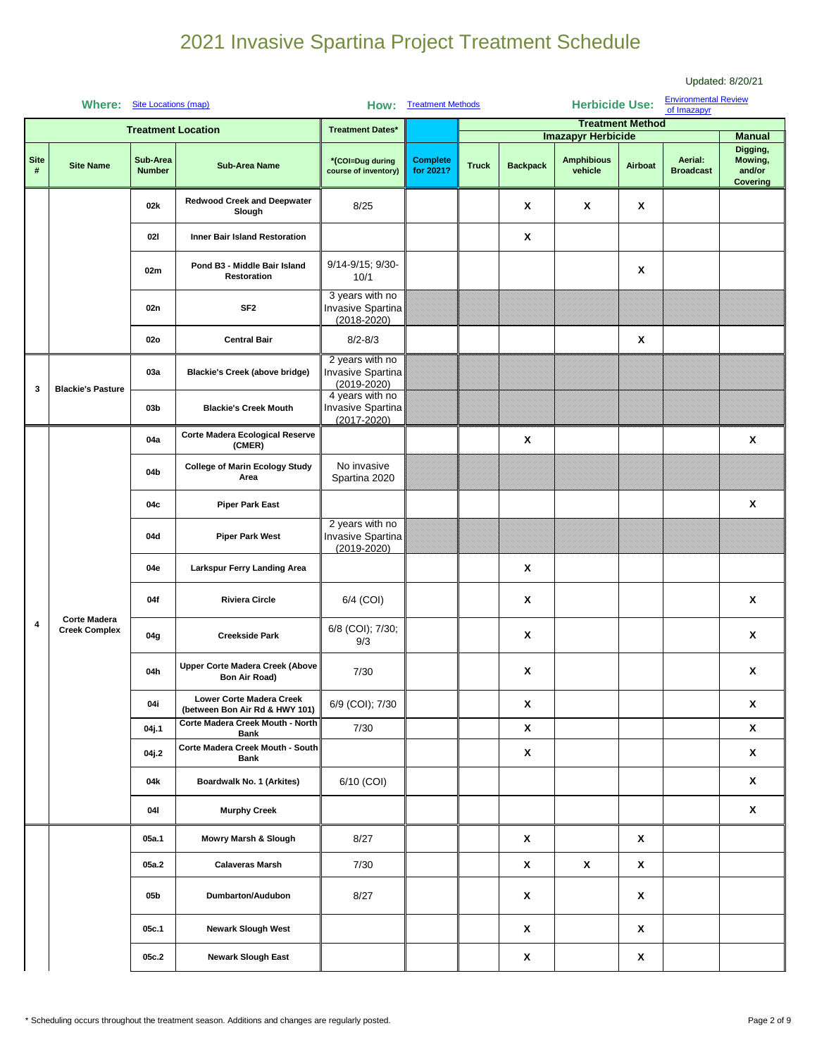# 2021 Invasive Spartina Project Treatment Schedule

Updated: 8/20/21

**Where:** Site Locations (map) **How:** Treatment Methods **Herbicide Use:** Environmental Review of Imazapyr

| Treatment Location | | | | Treatment Dates* | | Treatment Method | | | | | | |
|---|---|---|---|---|---|---|---|---|---|---|---|---|
| | | | | | | Imazapyr Herbicide | | | | | | Manual |
| Site # | Site Name | Sub-Area Number | Sub-Area Name | *(COI=Dug during course of inventory) | Complete for 2021? | Truck | Backpack | Amphibious vehicle | Airboat | Aerial: Broadcast | Digging, Mowing, and/or Covering |
| | | 02k | Redwood Creek and Deepwater Slough | 8/25 | | | X | X | X | | |
| | | 02l | Inner Bair Island Restoration | | | | X | | | | |
| | | 02m | Pond B3 - Middle Bair Island Restoration | 9/14-9/15; 9/30-10/1 | | | | | X | | |
| | | 02n | SF2 | 3 years with no Invasive Spartina (2018-2020) | | | | | | | |
| | | 02o | Central Bair | 8/2-8/3 | | | | | X | | |
| 3 | Blackie's Pasture | 03a | Blackie's Creek (above bridge) | 2 years with no Invasive Spartina (2019-2020) | | | | | | | |
| | | 03b | Blackie's Creek Mouth | 4 years with no Invasive Spartina (2017-2020) | | | | | | | |
| 4 | Corte Madera Creek Complex | 04a | Corte Madera Ecological Reserve (CMER) | | | | X | | | | X |
| | | 04b | College of Marin Ecology Study Area | No invasive Spartina 2020 | | | | | | | |
| | | 04c | Piper Park East | | | | | | | | X |
| | | 04d | Piper Park West | 2 years with no Invasive Spartina (2019-2020) | | | | | | | |
| | | 04e | Larkspur Ferry Landing Area | | | | X | | | | |
| | | 04f | Riviera Circle | 6/4 (COI) | | | X | | | | X |
| | | 04g | Creekside Park | 6/8 (COI); 7/30; 9/3 | | | X | | | | X |
| | | 04h | Upper Corte Madera Creek (Above Bon Air Road) | 7/30 | | | X | | | | X |
| | | 04i | Lower Corte Madera Creek (between Bon Air Rd & HWY 101) | 6/9 (COI); 7/30 | | | X | | | | X |
| | | 04j.1 | Corte Madera Creek Mouth - North Bank | 7/30 | | | X | | | | X |
| | | 04j.2 | Corte Madera Creek Mouth - South Bank | | | | X | | | | X |
| | | 04k | Boardwalk No. 1 (Arkites) | 6/10 (COI) | | | | | | | X |
| | | 04l | Murphy Creek | | | | | | | | X |
| | | 05a.1 | Mowry Marsh & Slough | 8/27 | | | X | | X | | |
| | | 05a.2 | Calaveras Marsh | 7/30 | | | X | X | X | | |
| | | 05b | Dumbarton/Audubon | 8/27 | | | X | | X | | |
| | | 05c.1 | Newark Slough West | | | | X | | X | | |
| | | 05c.2 | Newark Slough East | | | | X | | X | | |

\* Scheduling occurs throughout the treatment season. Additions and changes are regularly posted.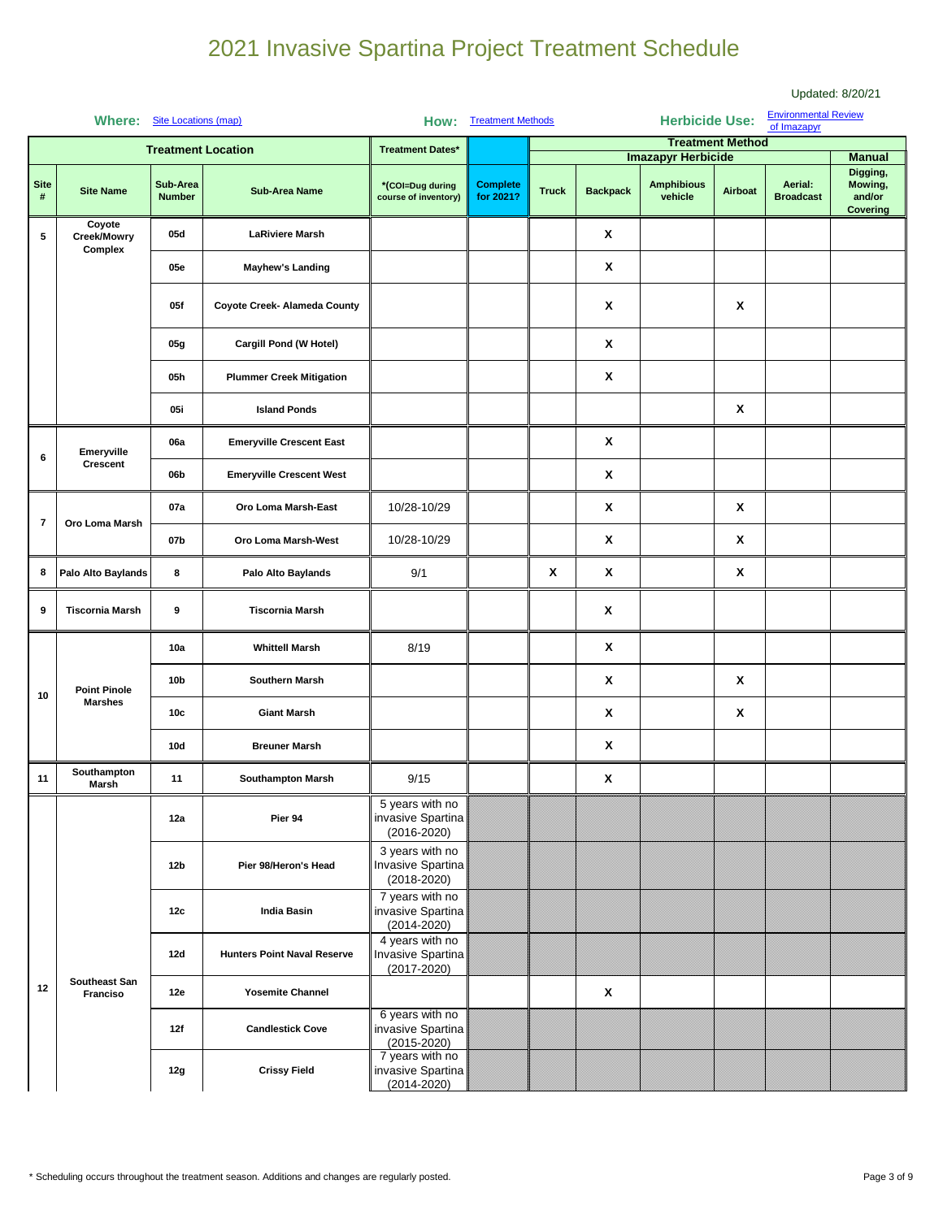# 2021 Invasive Spartina Project Treatment Schedule

Updated: 8/20/21

**Where:** Site Locations (map) **How:** Treatment Methods **Herbicide Use:** Environmental Review of Imazapyr

| Treatment Location | | | | Treatment Dates* | | Treatment Method | | | | | |
|---|---|---|---|---|---|---|---|---|---|---|---|
| | | | | | | Imazapyr Herbicide | | | | | Manual |
| Site # | Site Name | Sub-Area Number | Sub-Area Name | *(COI=Dug during course of inventory) | Complete for 2021? | Truck | Backpack | Amphibious vehicle | Airboat | Aerial: Broadcast | Digging, Mowing, and/or Covering |
| 5 | Coyote Creek/Mowry Complex | 05d | LaRiviere Marsh | | | | X | | | | |
| | | 05e | Mayhew's Landing | | | | X | | | | |
| | | 05f | Coyote Creek- Alameda County | | | | X | | X | | |
| | | 05g | Cargill Pond (W Hotel) | | | | X | | | | |
| | | 05h | Plummer Creek Mitigation | | | | X | | | | |
| | | 05i | Island Ponds | | | | | | X | | |
| 6 | Emeryville Crescent | 06a | Emeryville Crescent East | | | | X | | | | |
| | | 06b | Emeryville Crescent West | | | | X | | | | |
| 7 | Oro Loma Marsh | 07a | Oro Loma Marsh-East | 10/28-10/29 | | | X | | X | | |
| | | 07b | Oro Loma Marsh-West | 10/28-10/29 | | | X | | X | | |
| 8 | Palo Alto Baylands | 8 | Palo Alto Baylands | 9/1 | | X | X | | X | | |
| 9 | Tiscornia Marsh | 9 | Tiscornia Marsh | | | | X | | | | |
| 10 | Point Pinole Marshes | 10a | Whittell Marsh | 8/19 | | | X | | | | |
| | | 10b | Southern Marsh | | | | X | | X | | |
| | | 10c | Giant Marsh | | | | X | | X | | |
| | | 10d | Breuner Marsh | | | | X | | | | |
| 11 | Southampton Marsh | 11 | Southampton Marsh | 9/15 | | | X | | | | |
| 12 | Southeast San Francisco | 12a | Pier 94 | 5 years with no invasive Spartina (2016-2020) | | | | | | | |
| | | 12b | Pier 98/Heron's Head | 3 years with no Invasive Spartina (2018-2020) | | | | | | | |
| | | 12c | India Basin | 7 years with no invasive Spartina (2014-2020) | | | | | | | |
| | | 12d | Hunters Point Naval Reserve | 4 years with no Invasive Spartina (2017-2020) | | | | | | | |
| | | 12e | Yosemite Channel | | | | X | | | | |
| | | 12f | Candlestick Cove | 6 years with no invasive Spartina (2015-2020) | | | | | | | |
| | | 12g | Crissy Field | 7 years with no invasive Spartina (2014-2020) | | | | | | | |

\* Scheduling occurs throughout the treatment season. Additions and changes are regularly posted.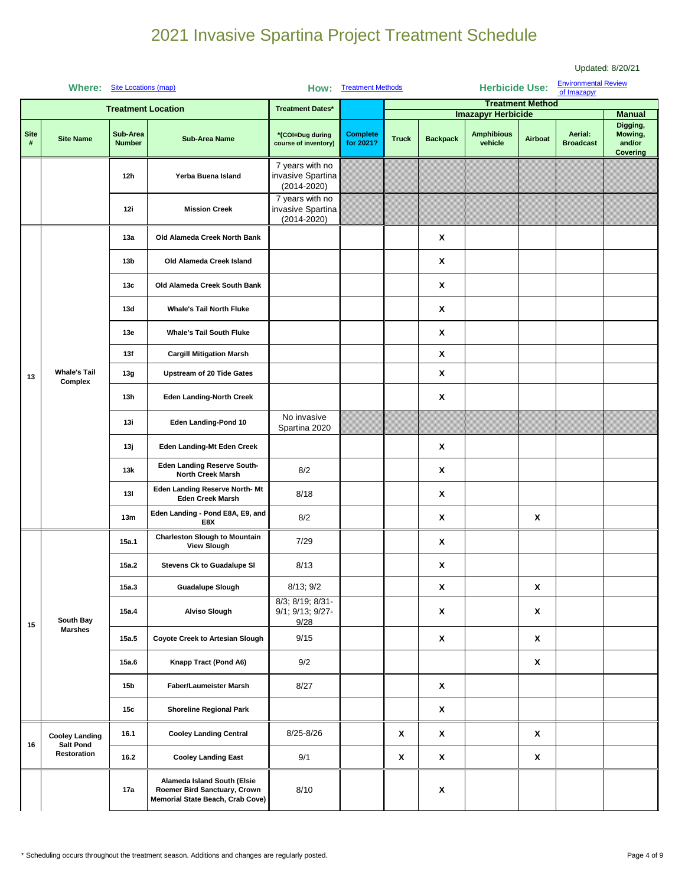# 2021 Invasive Spartina Project Treatment Schedule

Updated: 8/20/21

**Where:** Site Locations (map) **How:** Treatment Methods **Herbicide Use:** Environmental Review of Imazapyr

| Treatment Location | | | | Treatment Dates* | | Treatment Method | | | | | |
|---|---|---|---|---|---|---|---|---|---|---|---|
| | | | | | | Imazapyr Herbicide | | | | | Manual |
| Site # | Site Name | Sub-Area Number | Sub-Area Name | *(COI=Dug during course of inventory) | Complete for 2021? | Truck | Backpack | Amphibious vehicle | Airboat | Aerial: Broadcast | Digging, Mowing, and/or Covering |
| | | 12h | Yerba Buena Island | 7 years with no invasive Spartina (2014-2020) | | | | | | | |
| | | 12i | Mission Creek | 7 years with no invasive Spartina (2014-2020) | | | | | | | |
| 13 | Whale's Tail Complex | 13a | Old Alameda Creek North Bank | | | | X | | | | |
| | | 13b | Old Alameda Creek Island | | | | X | | | | |
| | | 13c | Old Alameda Creek South Bank | | | | X | | | | |
| | | 13d | Whale's Tail North Fluke | | | | X | | | | |
| | | 13e | Whale's Tail South Fluke | | | | X | | | | |
| | | 13f | Cargill Mitigation Marsh | | | | X | | | | |
| | | 13g | Upstream of 20 Tide Gates | | | | X | | | | |
| | | 13h | Eden Landing-North Creek | | | | X | | | | |
| | | 13i | Eden Landing-Pond 10 | No invasive Spartina 2020 | | | | | | | |
| | | 13j | Eden Landing-Mt Eden Creek | | | | X | | | | |
| | | 13k | Eden Landing Reserve South- North Creek Marsh | 8/2 | | | X | | | | |
| | | 13l | Eden Landing Reserve North- Mt Eden Creek Marsh | 8/18 | | | X | | | | |
| | | 13m | Eden Landing - Pond E8A, E9, and E8X | 8/2 | | | X | | X | | |
| 15 | South Bay Marshes | 15a.1 | Charleston Slough to Mountain View Slough | 7/29 | | | X | | | | |
| | | 15a.2 | Stevens Ck to Guadalupe Sl | 8/13 | | | X | | | | |
| | | 15a.3 | Guadalupe Slough | 8/13; 9/2 | | | X | | X | | |
| | | 15a.4 | Alviso Slough | 8/3; 8/19; 8/31-9/1; 9/13; 9/27-9/28 | | | X | | X | | |
| | | 15a.5 | Coyote Creek to Artesian Slough | 9/15 | | | X | | X | | |
| | | 15a.6 | Knapp Tract (Pond A6) | 9/2 | | | | | X | | |
| | | 15b | Faber/Laumeister Marsh | 8/27 | | | X | | | | |
| | | 15c | Shoreline Regional Park | | | | X | | | | |
| 16 | Cooley Landing Salt Pond Restoration | 16.1 | Cooley Landing Central | 8/25-8/26 | | X | X | | X | | |
| | | 16.2 | Cooley Landing East | 9/1 | | X | X | | X | | |
| | | 17a | Alameda Island South (Elsie Roemer Bird Sanctuary, Crown Memorial State Beach, Crab Cove) | 8/10 | | | X | | | | |

* Scheduling occurs throughout the treatment season. Additions and changes are regularly posted.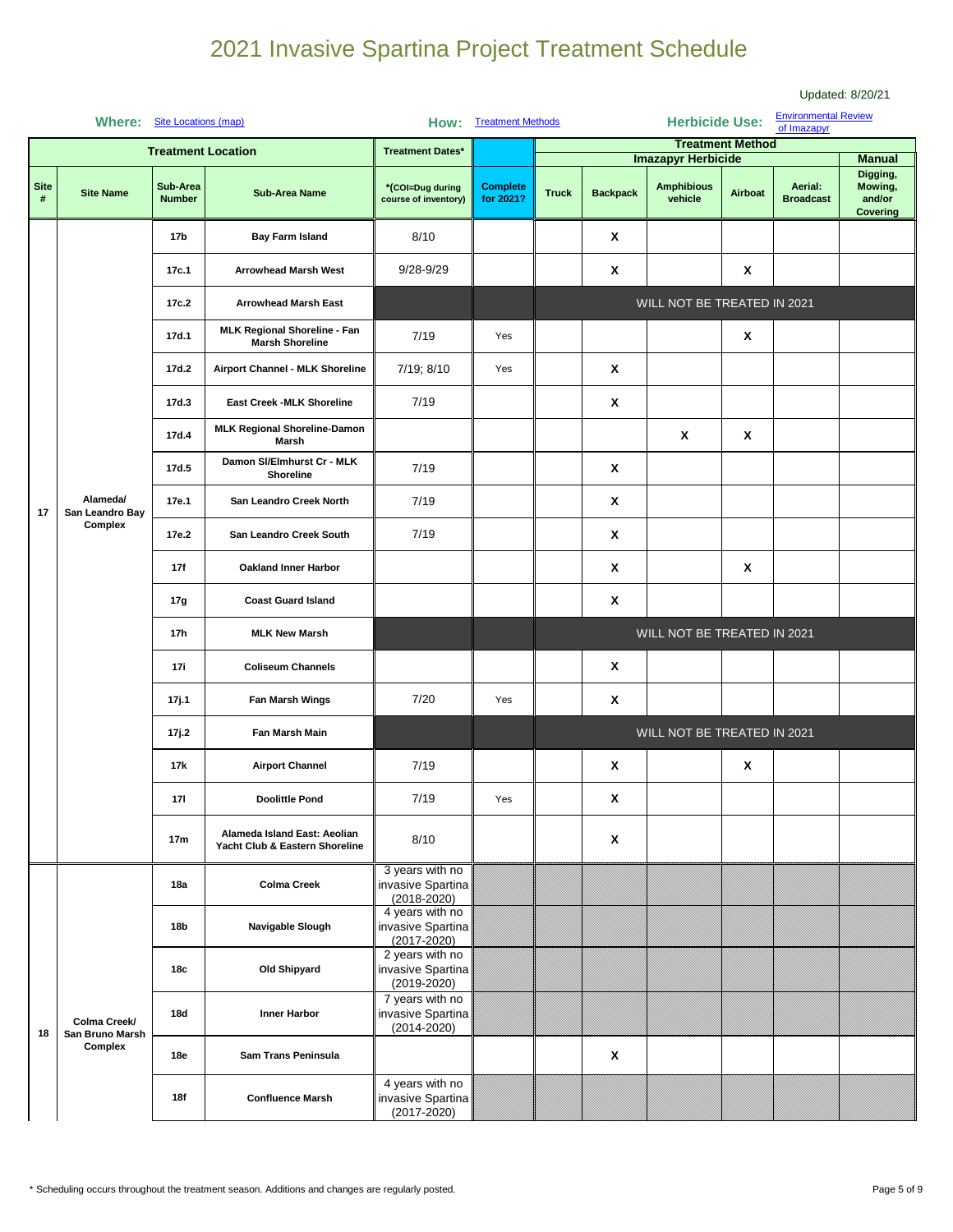# 2021 Invasive Spartina Project Treatment Schedule

Updated: 8/20/21

**Where:** Site Locations (map) **How:** Treatment Methods **Herbicide Use:** Environmental Review of Imazapyr

| Treatment Location | | | | Treatment Dates* | | Treatment Method | | | | | |
|---|---|---|---|---|---|---|---|---|---|---|---|
| | | | | | | Imazapyr Herbicide | | | | | Manual |
| Site # | Site Name | Sub-Area Number | Sub-Area Name | *(COI=Dug during course of inventory) | Complete for 2021? | Truck | Backpack | Amphibious vehicle | Airboat | Aerial: Broadcast | Digging, Mowing, and/or Covering |
| 17 | Alameda/ San Leandro Bay Complex | 17b | Bay Farm Island | 8/10 | | | X | | | | |
| | | 17c.1 | Arrowhead Marsh West | 9/28-9/29 | | | X | | X | | |
| | | 17c.2 | Arrowhead Marsh East | | | WILL NOT BE TREATED IN 2021 | | | | | |
| | | 17d.1 | MLK Regional Shoreline - Fan Marsh Shoreline | 7/19 | Yes | | | | X | | |
| | | 17d.2 | Airport Channel - MLK Shoreline | 7/19; 8/10 | Yes | | X | | | | |
| | | 17d.3 | East Creek -MLK Shoreline | 7/19 | | | X | | | | |
| | | 17d.4 | MLK Regional Shoreline-Damon Marsh | | | | | X | X | | |
| | | 17d.5 | Damon Sl/Elmhurst Cr - MLK Shoreline | 7/19 | | | X | | | | |
| | | 17e.1 | San Leandro Creek North | 7/19 | | | X | | | | |
| | | 17e.2 | San Leandro Creek South | 7/19 | | | X | | | | |
| | | 17f | Oakland Inner Harbor | | | | X | | X | | |
| | | 17g | Coast Guard Island | | | | X | | | | |
| | | 17h | MLK New Marsh | | | WILL NOT BE TREATED IN 2021 | | | | | |
| | | 17i | Coliseum Channels | | | | X | | | | |
| | | 17j.1 | Fan Marsh Wings | 7/20 | Yes | | X | | | | |
| | | 17j.2 | Fan Marsh Main | | | WILL NOT BE TREATED IN 2021 | | | | | |
| | | 17k | Airport Channel | 7/19 | | | X | | X | | |
| | | 17l | Doolittle Pond | 7/19 | Yes | | X | | | | |
| | | 17m | Alameda Island East: Aeolian Yacht Club & Eastern Shoreline | 8/10 | | | X | | | | |
| 18 | Colma Creek/ San Bruno Marsh Complex | 18a | Colma Creek | 3 years with no invasive Spartina (2018-2020) | | | | | | | |
| | | 18b | Navigable Slough | 4 years with no invasive Spartina (2017-2020) | | | | | | | |
| | | 18c | Old Shipyard | 2 years with no invasive Spartina (2019-2020) | | | | | | | |
| | | 18d | Inner Harbor | 7 years with no invasive Spartina (2014-2020) | | | | | | | |
| | | 18e | Sam Trans Peninsula | | | | X | | | | |
| | | 18f | Confluence Marsh | 4 years with no invasive Spartina (2017-2020) | | | | | | | |

\* Scheduling occurs throughout the treatment season. Additions and changes are regularly posted.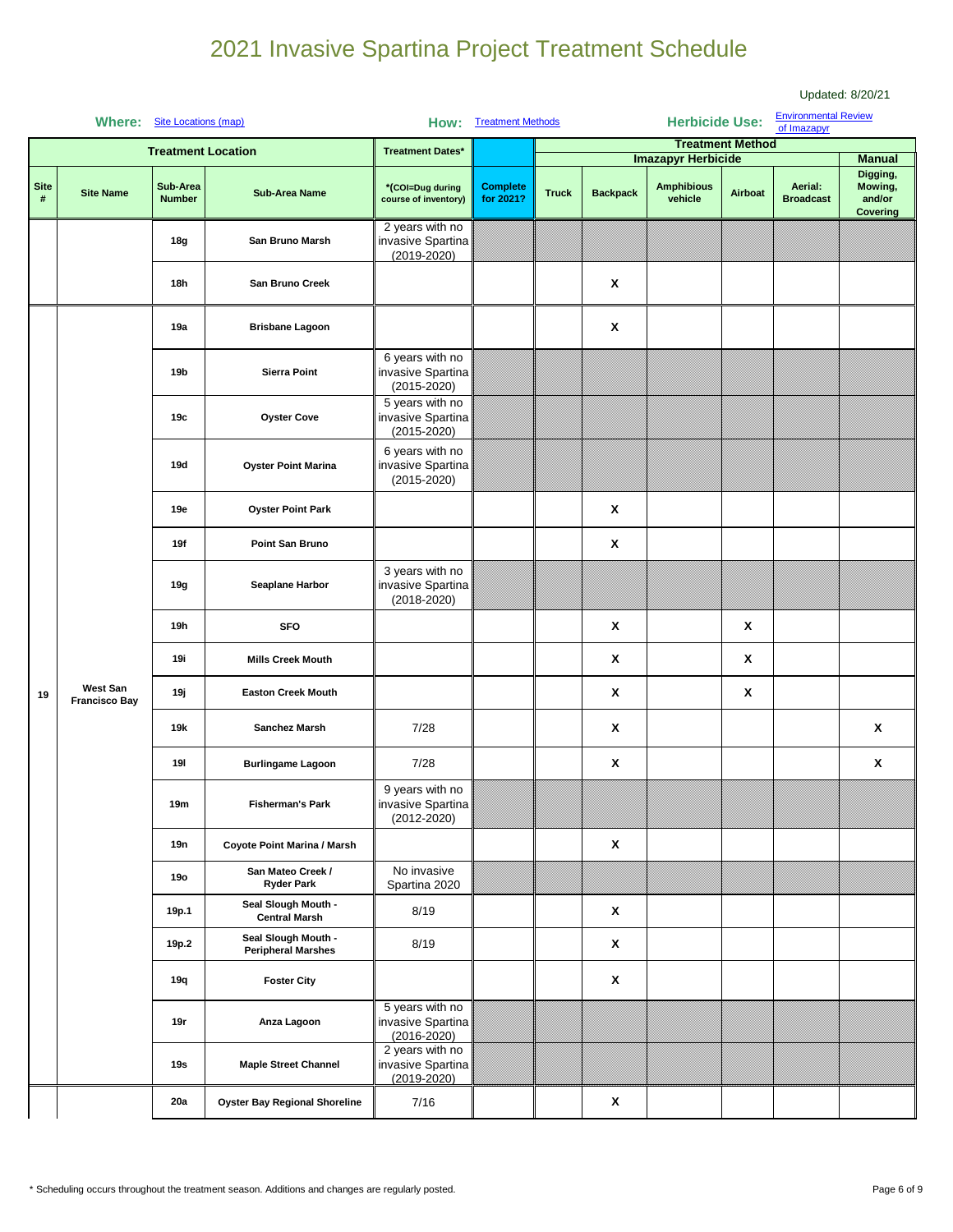# 2021 Invasive Spartina Project Treatment Schedule

Updated: 8/20/21

**Where:** Site Locations (map) **How:** Treatment Methods **Herbicide Use:** Environmental Review of Imazapyr

| Treatment Location | | | | Treatment Dates* | | Treatment Method | | | | | |
|---|---|---|---|---|---|---|---|---|---|---|---|
| | | | | | | Imazapyr Herbicide | | | | | Manual |
| Site # | Site Name | Sub-Area Number | Sub-Area Name | *(COI=Dug during course of inventory) | Complete for 2021? | Truck | Backpack | Amphibious vehicle | Airboat | Aerial: Broadcast | Digging, Mowing, and/or Covering |
| | | 18g | San Bruno Marsh | 2 years with no invasive Spartina (2019-2020) | | | | | | | |
| | | 18h | San Bruno Creek | | | | X | | | | |
| 19 | West San Francisco Bay | 19a | Brisbane Lagoon | | | | X | | | | |
| | | 19b | Sierra Point | 6 years with no invasive Spartina (2015-2020) | | | | | | | |
| | | 19c | Oyster Cove | 5 years with no invasive Spartina (2015-2020) | | | | | | | |
| | | 19d | Oyster Point Marina | 6 years with no invasive Spartina (2015-2020) | | | | | | | |
| | | 19e | Oyster Point Park | | | | X | | | | |
| | | 19f | Point San Bruno | | | | X | | | | |
| | | 19g | Seaplane Harbor | 3 years with no invasive Spartina (2018-2020) | | | | | | | |
| | | 19h | SFO | | | | X | | X | | |
| | | 19i | Mills Creek Mouth | | | | X | | X | | |
| | | 19j | Easton Creek Mouth | | | | X | | X | | |
| | | 19k | Sanchez Marsh | 7/28 | | | X | | | | X |
| | | 19l | Burlingame Lagoon | 7/28 | | | X | | | | X |
| | | 19m | Fisherman's Park | 9 years with no invasive Spartina (2012-2020) | | | | | | | |
| | | 19n | Coyote Point Marina / Marsh | | | | X | | | | |
| | | 19o | San Mateo Creek / Ryder Park | No invasive Spartina 2020 | | | | | | | |
| | | 19p.1 | Seal Slough Mouth - Central Marsh | 8/19 | | | X | | | | |
| | | 19p.2 | Seal Slough Mouth - Peripheral Marshes | 8/19 | | | X | | | | |
| | | 19q | Foster City | | | | X | | | | |
| | | 19r | Anza Lagoon | 5 years with no invasive Spartina (2016-2020) | | | | | | | |
| | | 19s | Maple Street Channel | 2 years with no invasive Spartina (2019-2020) | | | | | | | |
| | | 20a | Oyster Bay Regional Shoreline | 7/16 | | | X | | | | |

* Scheduling occurs throughout the treatment season. Additions and changes are regularly posted.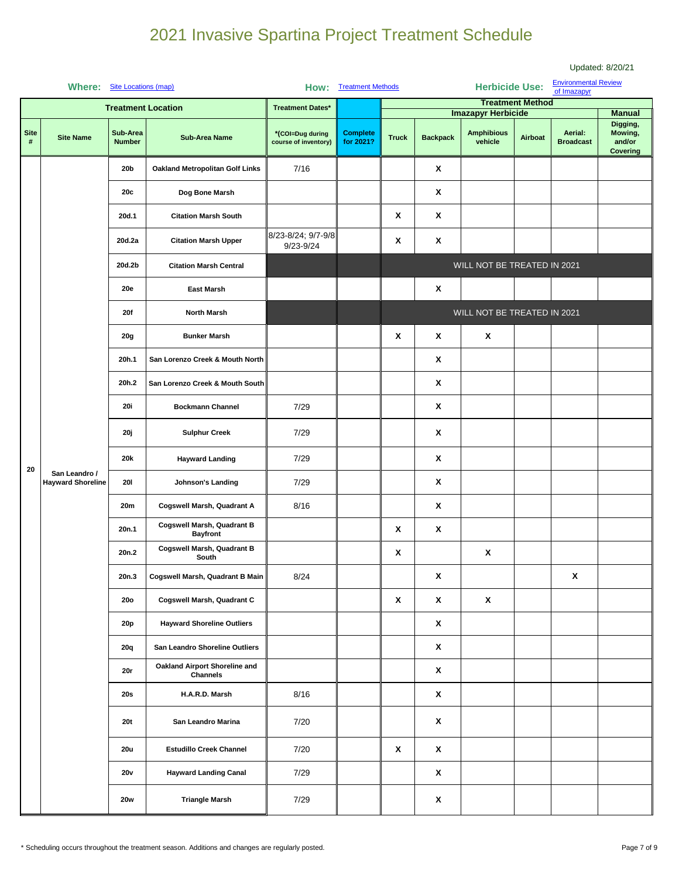# 2021 Invasive Spartina Project Treatment Schedule

Updated: 8/20/21

**Where:** Site Locations (map) **How:** Treatment Methods **Herbicide Use:** Environmental Review of Imazapyr

| Treatment Location | | | | Treatment Dates* | | Treatment Method | | | | | |
|---|---|---|---|---|---|---|---|---|---|---|---|
| | | | | | | Imazapyr Herbicide | | | | | Manual |
| Site # | Site Name | Sub-Area Number | Sub-Area Name | *(COI=Dug during course of inventory) | Complete for 2021? | Truck | Backpack | Amphibious vehicle | Airboat | Aerial: Broadcast | Digging, Mowing, and/or Covering |
| 20 | San Leandro / Hayward Shoreline | 20b | Oakland Metropolitan Golf Links | 7/16 | | | X | | | | |
| | | 20c | Dog Bone Marsh | | | | X | | | | |
| | | 20d.1 | Citation Marsh South | | | X | X | | | | |
| | | 20d.2a | Citation Marsh Upper | 8/23-8/24; 9/7-9/8 9/23-9/24 | | X | X | | | | |
| | | 20d.2b | Citation Marsh Central | | | WILL NOT BE TREATED IN 2021 | | | | | |
| | | 20e | East Marsh | | | | X | | | | |
| | | 20f | North Marsh | | | WILL NOT BE TREATED IN 2021 | | | | | |
| | | 20g | Bunker Marsh | | | X | X | X | | | |
| | | 20h.1 | San Lorenzo Creek & Mouth North | | | | X | | | | |
| | | 20h.2 | San Lorenzo Creek & Mouth South | | | | X | | | | |
| | | 20i | Bockmann Channel | 7/29 | | | X | | | | |
| | | 20j | Sulphur Creek | 7/29 | | | X | | | | |
| | | 20k | Hayward Landing | 7/29 | | | X | | | | |
| | | 20l | Johnson's Landing | 7/29 | | | X | | | | |
| | | 20m | Cogswell Marsh, Quadrant A | 8/16 | | | X | | | | |
| | | 20n.1 | Cogswell Marsh, Quadrant B Bayfront | | | X | X | | | | |
| | | 20n.2 | Cogswell Marsh, Quadrant B South | | | X | | X | | | |
| | | 20n.3 | Cogswell Marsh, Quadrant B Main | 8/24 | | | X | | | X | |
| | | 20o | Cogswell Marsh, Quadrant C | | | X | X | X | | | |
| | | 20p | Hayward Shoreline Outliers | | | | X | | | | |
| | | 20q | San Leandro Shoreline Outliers | | | | X | | | | |
| | | 20r | Oakland Airport Shoreline and Channels | | | | X | | | | |
| | | 20s | H.A.R.D. Marsh | 8/16 | | | X | | | | |
| | | 20t | San Leandro Marina | 7/20 | | | X | | | | |
| | | 20u | Estudillo Creek Channel | 7/20 | | X | X | | | | |
| | | 20v | Hayward Landing Canal | 7/29 | | | X | | | | |
| | | 20w | Triangle Marsh | 7/29 | | | X | | | | |

\* Scheduling occurs throughout the treatment season. Additions and changes are regularly posted.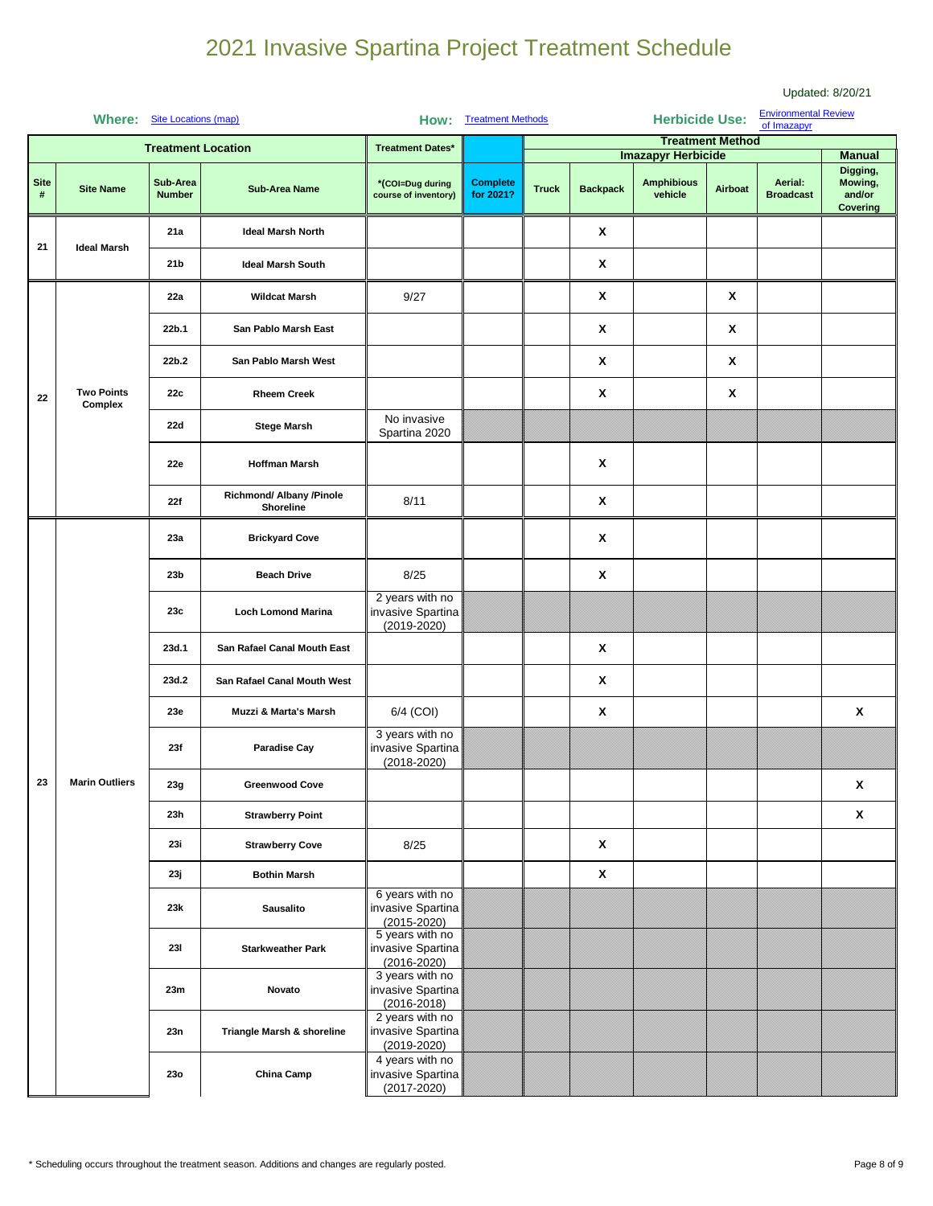# 2021 Invasive Spartina Project Treatment Schedule

Updated: 8/20/21

**Where:** Site Locations (map) **How:** Treatment Methods **Herbicide Use:** Environmental Review of Imazapyr

| Treatment Location | | | | Treatment Dates* | | Treatment Method | | | | | |
|---|---|---|---|---|---|---|---|---|---|---|---|
| | | | | | | Imazapyr Herbicide | | | | | Manual |
| Site # | Site Name | Sub-Area Number | Sub-Area Name | *(COI=Dug during course of inventory) | Complete for 2021? | Truck | Backpack | Amphibious vehicle | Airboat | Aerial: Broadcast | Digging, Mowing, and/or Covering |
| 21 | Ideal Marsh | 21a | Ideal Marsh North | | | | X | | | | |
| | | 21b | Ideal Marsh South | | | | X | | | | |
| 22 | Two Points Complex | 22a | Wildcat Marsh | 9/27 | | | X | | X | | |
| | | 22b.1 | San Pablo Marsh East | | | | X | | X | | |
| | | 22b.2 | San Pablo Marsh West | | | | X | | X | | |
| | | 22c | Rheem Creek | | | | X | | X | | |
| | | 22d | Stege Marsh | No invasive Spartina 2020 | | | | | | | |
| | | 22e | Hoffman Marsh | | | | X | | | | |
| | | 22f | Richmond/ Albany /Pinole Shoreline | 8/11 | | | X | | | | |
| 23 | Marin Outliers | 23a | Brickyard Cove | | | | X | | | | |
| | | 23b | Beach Drive | 8/25 | | | X | | | | |
| | | 23c | Loch Lomond Marina | 2 years with no invasive Spartina (2019-2020) | | | | | | | |
| | | 23d.1 | San Rafael Canal Mouth East | | | | X | | | | |
| | | 23d.2 | San Rafael Canal Mouth West | | | | X | | | | |
| | | 23e | Muzzi & Marta's Marsh | 6/4 (COI) | | | X | | | | X |
| | | 23f | Paradise Cay | 3 years with no invasive Spartina (2018-2020) | | | | | | | |
| | | 23g | Greenwood Cove | | | | | | | | X |
| | | 23h | Strawberry Point | | | | | | | | X |
| | | 23i | Strawberry Cove | 8/25 | | | X | | | | |
| | | 23j | Bothin Marsh | | | | X | | | | |
| | | 23k | Sausalito | 6 years with no invasive Spartina (2015-2020) | | | | | | | |
| | | 23l | Starkweather Park | 5 years with no invasive Spartina (2016-2020) | | | | | | | |
| | | 23m | Novato | 3 years with no invasive Spartina (2016-2018) | | | | | | | |
| | | 23n | Triangle Marsh & shoreline | 2 years with no invasive Spartina (2019-2020) | | | | | | | |
| | | 23o | China Camp | 4 years with no invasive Spartina (2017-2020) | | | | | | | |

\* Scheduling occurs throughout the treatment season. Additions and changes are regularly posted.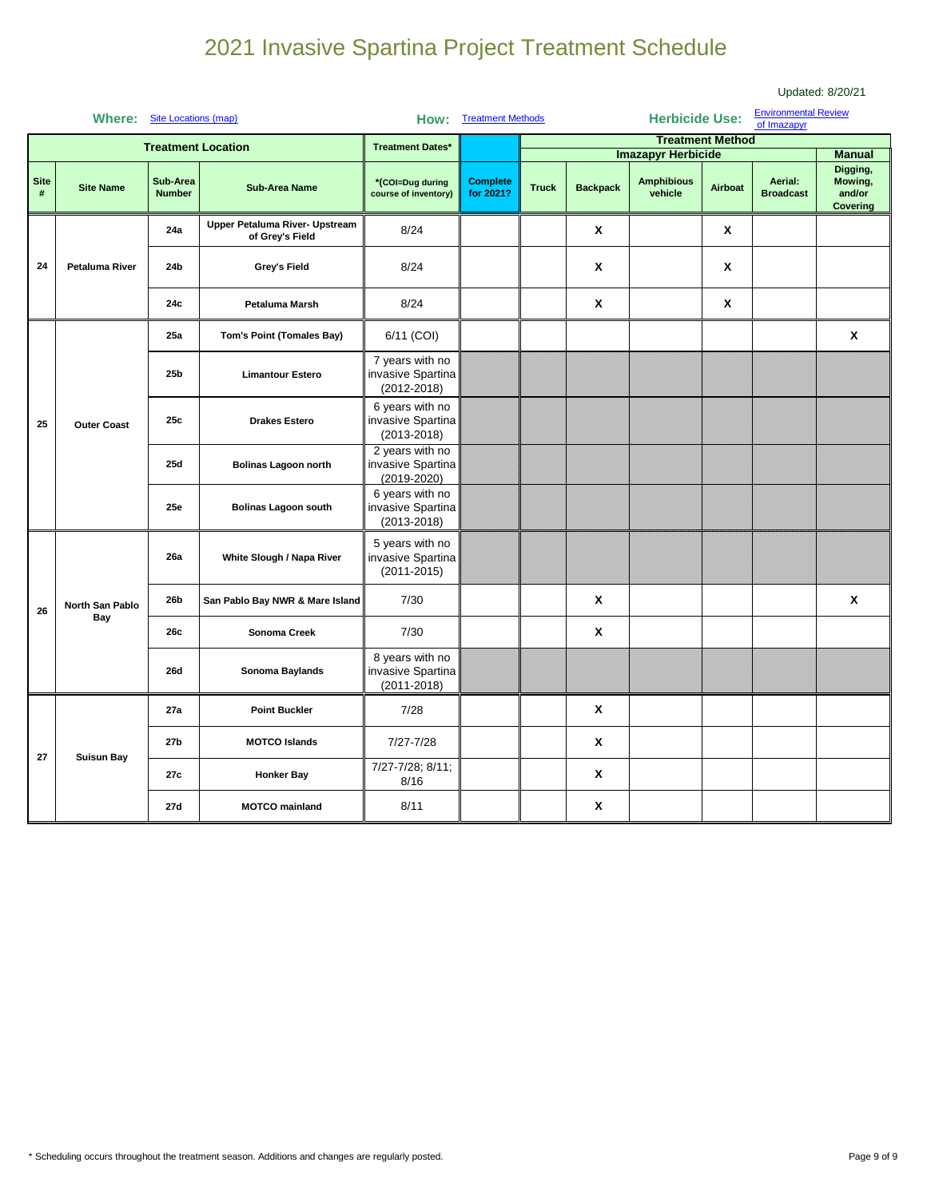# 2021 Invasive Spartina Project Treatment Schedule

Updated: 8/20/21

**Where:** Site Locations (map) **How:** Treatment Methods **Herbicide Use:** Environmental Review of Imazapyr

| Treatment Location | | | | Treatment Dates* | | Treatment Method | | | | | |
|---|---|---|---|---|---|---|---|---|---|---|---|
| | | | | | | Imazapyr Herbicide | | | | | Manual |
| Site # | Site Name | Sub-Area Number | Sub-Area Name | *(COI=Dug during course of inventory) | Complete for 2021? | Truck | Backpack | Amphibious vehicle | Airboat | Aerial: Broadcast | Digging, Mowing, and/or Covering |
| 24 | Petaluma River | 24a | Upper Petaluma River- Upstream of Grey's Field | 8/24 | | | X | | X | | |
| | | 24b | Grey's Field | 8/24 | | | X | | X | | |
| | | 24c | Petaluma Marsh | 8/24 | | | X | | X | | |
| 25 | Outer Coast | 25a | Tom's Point (Tomales Bay) | 6/11 (COI) | | | | | | | X |
| | | 25b | Limantour Estero | 7 years with no invasive Spartina (2012-2018) | | | | | | | |
| | | 25c | Drakes Estero | 6 years with no invasive Spartina (2013-2018) | | | | | | | |
| | | 25d | Bolinas Lagoon north | 2 years with no invasive Spartina (2019-2020) | | | | | | | |
| | | 25e | Bolinas Lagoon south | 6 years with no invasive Spartina (2013-2018) | | | | | | | |
| 26 | North San Pablo Bay | 26a | White Slough / Napa River | 5 years with no invasive Spartina (2011-2015) | | | | | | | |
| | | 26b | San Pablo Bay NWR & Mare Island | 7/30 | | | X | | | | X |
| | | 26c | Sonoma Creek | 7/30 | | | X | | | | |
| | | 26d | Sonoma Baylands | 8 years with no invasive Spartina (2011-2018) | | | | | | | |
| 27 | Suisun Bay | 27a | Point Buckler | 7/28 | | | X | | | | |
| | | 27b | MOTCO Islands | 7/27-7/28 | | | X | | | | |
| | | 27c | Honker Bay | 7/27-7/28; 8/11; 8/16 | | | X | | | | |
| | | 27d | MOTCO mainland | 8/11 | | | X | | | | |

\* Scheduling occurs throughout the treatment season. Additions and changes are regularly posted.